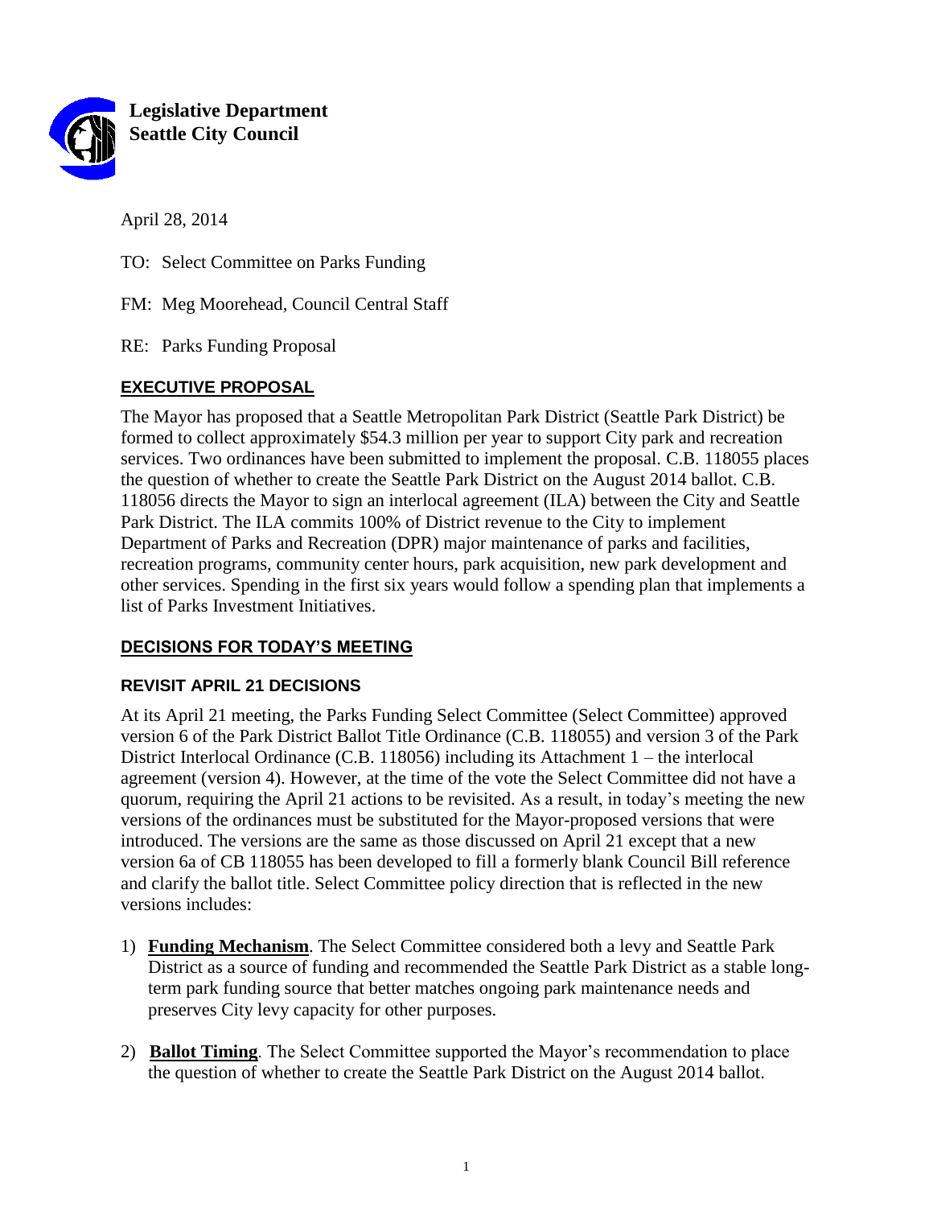**Legislative Department**
**Seattle City Council**

April 28, 2014

TO: Select Committee on Parks Funding

FM: Meg Moorehead, Council Central Staff

RE: Parks Funding Proposal

## EXECUTIVE PROPOSAL

The Mayor has proposed that a Seattle Metropolitan Park District (Seattle Park District) be formed to collect approximately $54.3 million per year to support City park and recreation services. Two ordinances have been submitted to implement the proposal. C.B. 118055 places the question of whether to create the Seattle Park District on the August 2014 ballot. C.B. 118056 directs the Mayor to sign an interlocal agreement (ILA) between the City and Seattle Park District. The ILA commits 100% of District revenue to the City to implement Department of Parks and Recreation (DPR) major maintenance of parks and facilities, recreation programs, community center hours, park acquisition, new park development and other services. Spending in the first six years would follow a spending plan that implements a list of Parks Investment Initiatives.

## DECISIONS FOR TODAY'S MEETING

### REVISIT APRIL 21 DECISIONS

At its April 21 meeting, the Parks Funding Select Committee (Select Committee) approved version 6 of the Park District Ballot Title Ordinance (C.B. 118055) and version 3 of the Park District Interlocal Ordinance (C.B. 118056) including its Attachment 1 – the interlocal agreement (version 4). However, at the time of the vote the Select Committee did not have a quorum, requiring the April 21 actions to be revisited. As a result, in today's meeting the new versions of the ordinances must be substituted for the Mayor-proposed versions that were introduced. The versions are the same as those discussed on April 21 except that a new version 6a of CB 118055 has been developed to fill a formerly blank Council Bill reference and clarify the ballot title. Select Committee policy direction that is reflected in the new versions includes:

1) **Funding Mechanism**. The Select Committee considered both a levy and Seattle Park District as a source of funding and recommended the Seattle Park District as a stable long-term park funding source that better matches ongoing park maintenance needs and preserves City levy capacity for other purposes.

2) **Ballot Timing**. The Select Committee supported the Mayor's recommendation to place the question of whether to create the Seattle Park District on the August 2014 ballot.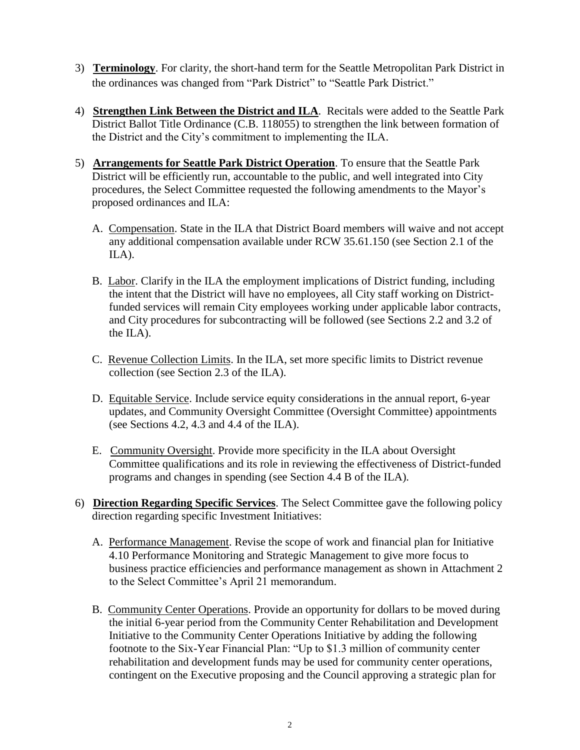3) **Terminology**. For clarity, the short-hand term for the Seattle Metropolitan Park District in the ordinances was changed from "Park District" to "Seattle Park District."

4) **Strengthen Link Between the District and ILA**. Recitals were added to the Seattle Park District Ballot Title Ordinance (C.B. 118055) to strengthen the link between formation of the District and the City's commitment to implementing the ILA.

5) **Arrangements for Seattle Park District Operation**. To ensure that the Seattle Park District will be efficiently run, accountable to the public, and well integrated into City procedures, the Select Committee requested the following amendments to the Mayor's proposed ordinances and ILA:

   A. Compensation. State in the ILA that District Board members will waive and not accept any additional compensation available under RCW 35.61.150 (see Section 2.1 of the ILA).

   B. Labor. Clarify in the ILA the employment implications of District funding, including the intent that the District will have no employees, all City staff working on District-funded services will remain City employees working under applicable labor contracts, and City procedures for subcontracting will be followed (see Sections 2.2 and 3.2 of the ILA).

   C. Revenue Collection Limits. In the ILA, set more specific limits to District revenue collection (see Section 2.3 of the ILA).

   D. Equitable Service. Include service equity considerations in the annual report, 6-year updates, and Community Oversight Committee (Oversight Committee) appointments (see Sections 4.2, 4.3 and 4.4 of the ILA).

   E. Community Oversight. Provide more specificity in the ILA about Oversight Committee qualifications and its role in reviewing the effectiveness of District-funded programs and changes in spending (see Section 4.4 B of the ILA).

6) **Direction Regarding Specific Services**. The Select Committee gave the following policy direction regarding specific Investment Initiatives:

   A. Performance Management. Revise the scope of work and financial plan for Initiative 4.10 Performance Monitoring and Strategic Management to give more focus to business practice efficiencies and performance management as shown in Attachment 2 to the Select Committee's April 21 memorandum.

   B. Community Center Operations. Provide an opportunity for dollars to be moved during the initial 6-year period from the Community Center Rehabilitation and Development Initiative to the Community Center Operations Initiative by adding the following footnote to the Six-Year Financial Plan: "Up to $1.3 million of community center rehabilitation and development funds may be used for community center operations, contingent on the Executive proposing and the Council approving a strategic plan for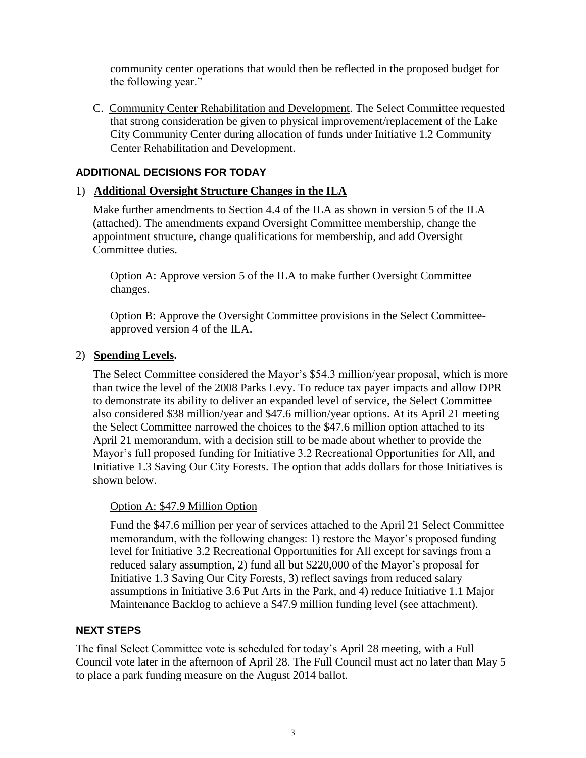community center operations that would then be reflected in the proposed budget for the following year."

C. Community Center Rehabilitation and Development. The Select Committee requested that strong consideration be given to physical improvement/replacement of the Lake City Community Center during allocation of funds under Initiative 1.2 Community Center Rehabilitation and Development.

### ADDITIONAL DECISIONS FOR TODAY

1) **Additional Oversight Structure Changes in the ILA**

Make further amendments to Section 4.4 of the ILA as shown in version 5 of the ILA (attached). The amendments expand Oversight Committee membership, change the appointment structure, change qualifications for membership, and add Oversight Committee duties.

Option A: Approve version 5 of the ILA to make further Oversight Committee changes.

Option B: Approve the Oversight Committee provisions in the Select Committee-approved version 4 of the ILA.

2) **Spending Levels.**

The Select Committee considered the Mayor's \$54.3 million/year proposal, which is more than twice the level of the 2008 Parks Levy. To reduce tax payer impacts and allow DPR to demonstrate its ability to deliver an expanded level of service, the Select Committee also considered \$38 million/year and \$47.6 million/year options. At its April 21 meeting the Select Committee narrowed the choices to the \$47.6 million option attached to its April 21 memorandum, with a decision still to be made about whether to provide the Mayor's full proposed funding for Initiative 3.2 Recreational Opportunities for All, and Initiative 1.3 Saving Our City Forests. The option that adds dollars for those Initiatives is shown below.

Option A: \$47.9 Million Option

Fund the \$47.6 million per year of services attached to the April 21 Select Committee memorandum, with the following changes: 1) restore the Mayor's proposed funding level for Initiative 3.2 Recreational Opportunities for All except for savings from a reduced salary assumption, 2) fund all but \$220,000 of the Mayor's proposal for Initiative 1.3 Saving Our City Forests, 3) reflect savings from reduced salary assumptions in Initiative 3.6 Put Arts in the Park, and 4) reduce Initiative 1.1 Major Maintenance Backlog to achieve a \$47.9 million funding level (see attachment).

### NEXT STEPS

The final Select Committee vote is scheduled for today's April 28 meeting, with a Full Council vote later in the afternoon of April 28. The Full Council must act no later than May 5 to place a park funding measure on the August 2014 ballot.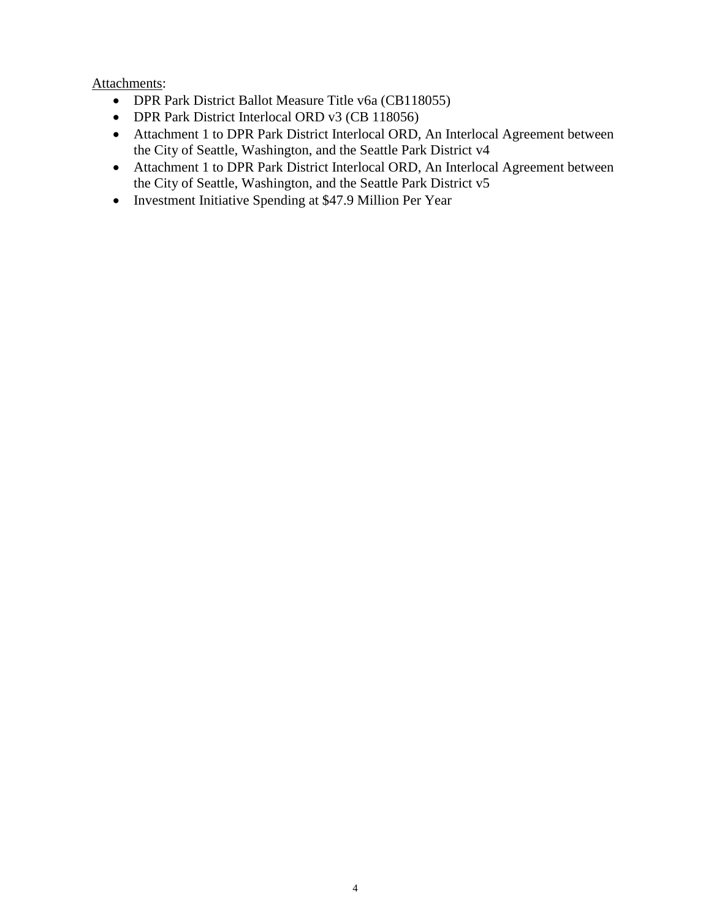Attachments:

- DPR Park District Ballot Measure Title v6a (CB118055)
- DPR Park District Interlocal ORD v3 (CB 118056)
- Attachment 1 to DPR Park District Interlocal ORD, An Interlocal Agreement between the City of Seattle, Washington, and the Seattle Park District v4
- Attachment 1 to DPR Park District Interlocal ORD, An Interlocal Agreement between the City of Seattle, Washington, and the Seattle Park District v5
- Investment Initiative Spending at $47.9 Million Per Year